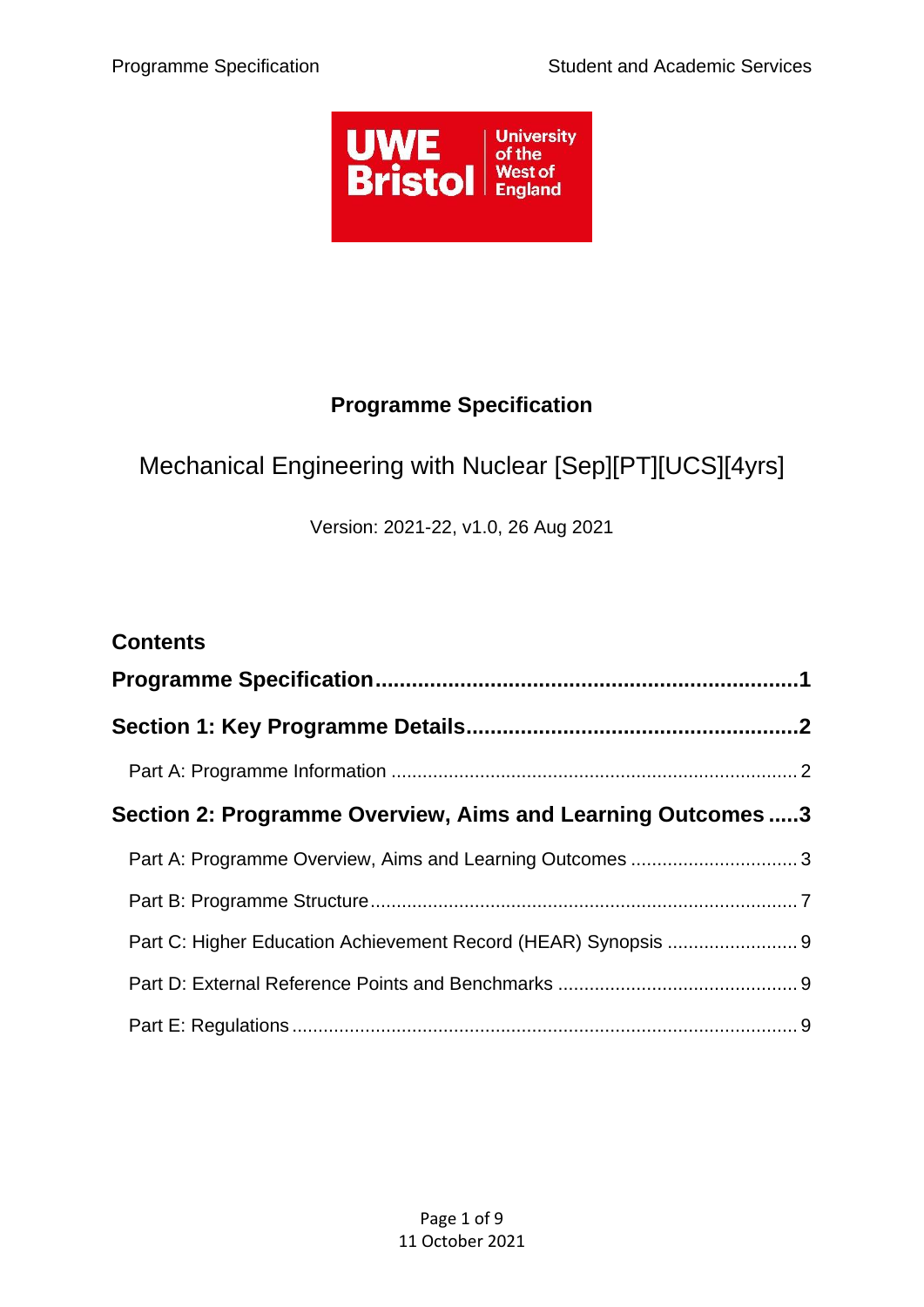# Programme Specification

Mechanical Engineering with Nuclear [Sep][PT][UCS][4yrs]

Version: 2021-22, v1.0, 26 Aug 2021

## Contents

**Programme Specification** ..................................................................... **1**

**Section 1: Key Programme Details** ....................................................... **2**

Part A: Programme Information ............................................................................. 2

**Section 2: Programme Overview, Aims and Learning Outcomes** ..... **3**

Part A: Programme Overview, Aims and Learning Outcomes ................................ 3

Part B: Programme Structure .................................................................................. 7

Part C: Higher Education Achievement Record (HEAR) Synopsis ......................... 9

Part D: External Reference Points and Benchmarks .............................................. 9

Part E: Regulations ................................................................................................. 9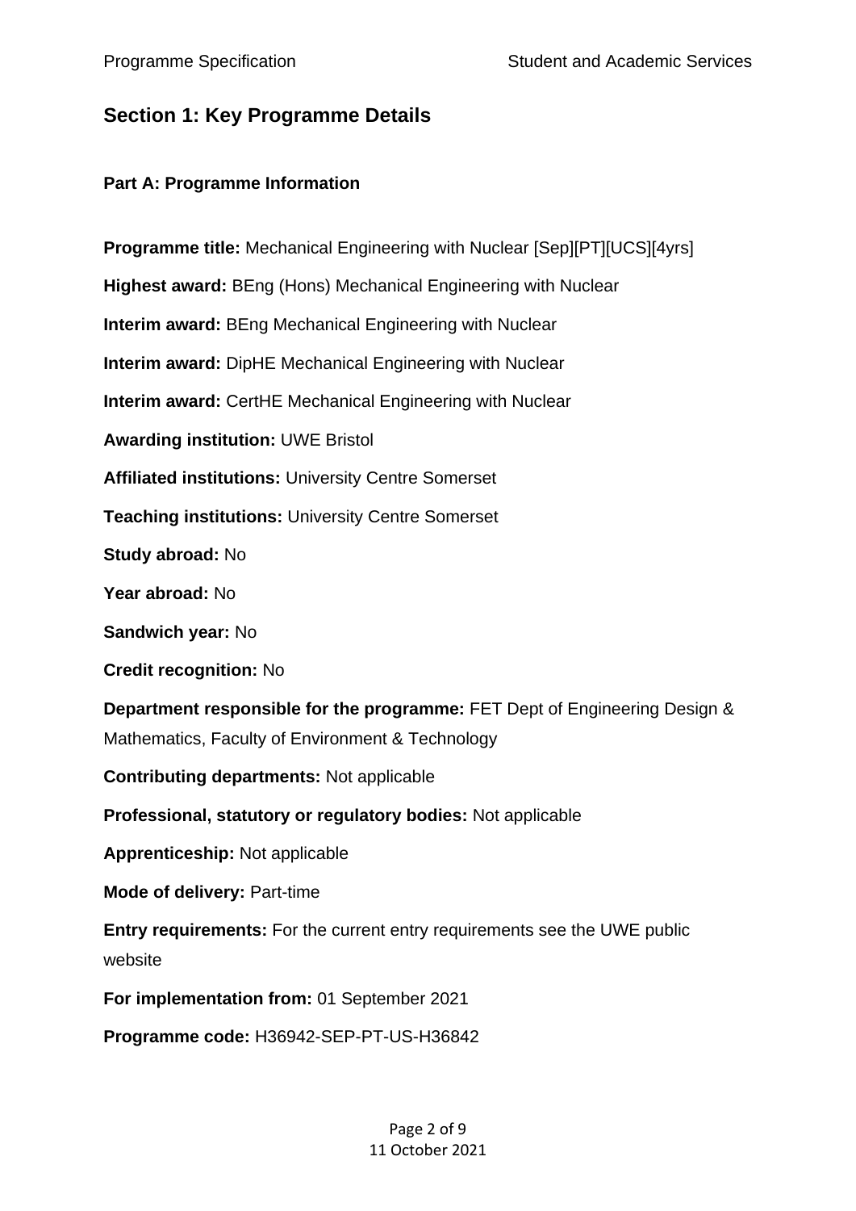## Section 1: Key Programme Details

### Part A: Programme Information

**Programme title:** Mechanical Engineering with Nuclear [Sep][PT][UCS][4yrs]

**Highest award:** BEng (Hons) Mechanical Engineering with Nuclear

**Interim award:** BEng Mechanical Engineering with Nuclear

**Interim award:** DipHE Mechanical Engineering with Nuclear

**Interim award:** CertHE Mechanical Engineering with Nuclear

**Awarding institution:** UWE Bristol

**Affiliated institutions:** University Centre Somerset

**Teaching institutions:** University Centre Somerset

**Study abroad:** No

**Year abroad:** No

**Sandwich year:** No

**Credit recognition:** No

**Department responsible for the programme:** FET Dept of Engineering Design & Mathematics, Faculty of Environment & Technology

**Contributing departments:** Not applicable

**Professional, statutory or regulatory bodies:** Not applicable

**Apprenticeship:** Not applicable

**Mode of delivery:** Part-time

**Entry requirements:** For the current entry requirements see the UWE public website

**For implementation from:** 01 September 2021

**Programme code:** H36942-SEP-PT-US-H36842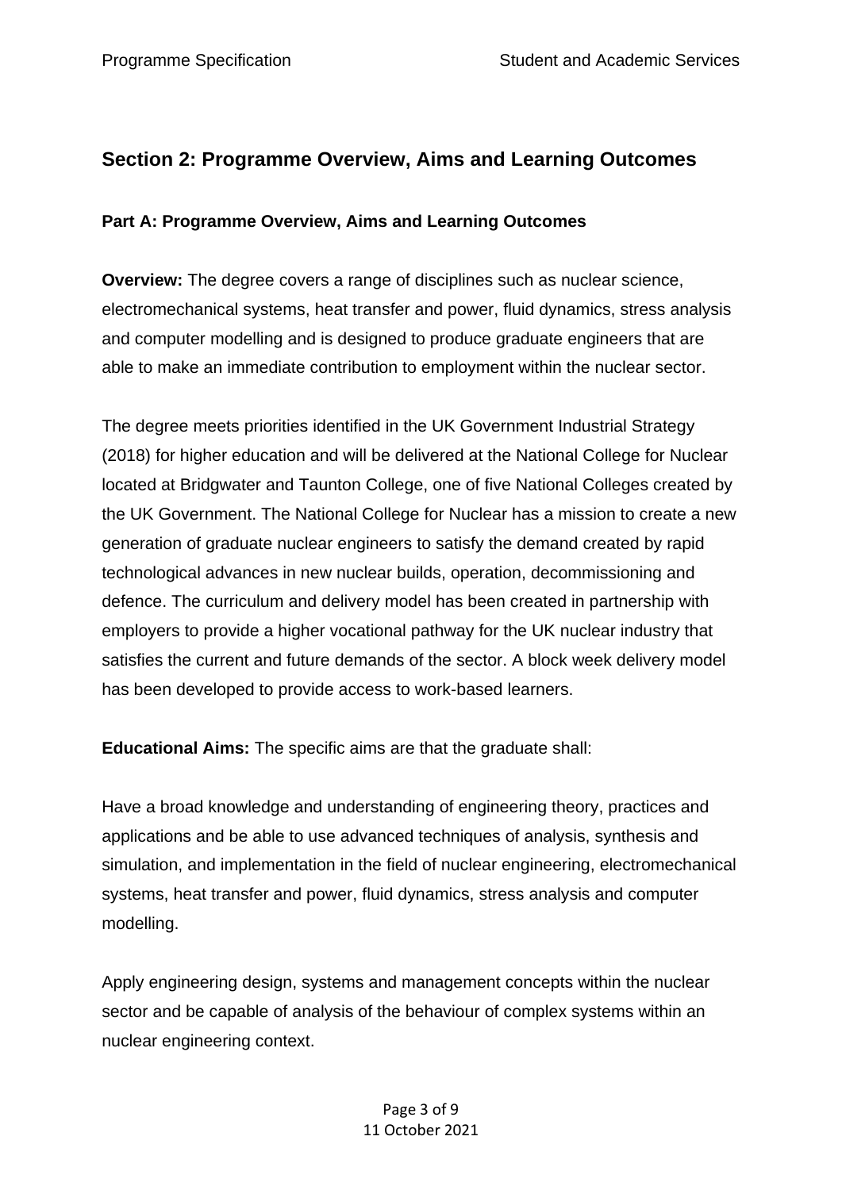## Section 2: Programme Overview, Aims and Learning Outcomes

### Part A: Programme Overview, Aims and Learning Outcomes

**Overview:** The degree covers a range of disciplines such as nuclear science, electromechanical systems, heat transfer and power, fluid dynamics, stress analysis and computer modelling and is designed to produce graduate engineers that are able to make an immediate contribution to employment within the nuclear sector.

The degree meets priorities identified in the UK Government Industrial Strategy (2018) for higher education and will be delivered at the National College for Nuclear located at Bridgwater and Taunton College, one of five National Colleges created by the UK Government. The National College for Nuclear has a mission to create a new generation of graduate nuclear engineers to satisfy the demand created by rapid technological advances in new nuclear builds, operation, decommissioning and defence. The curriculum and delivery model has been created in partnership with employers to provide a higher vocational pathway for the UK nuclear industry that satisfies the current and future demands of the sector. A block week delivery model has been developed to provide access to work-based learners.

**Educational Aims:** The specific aims are that the graduate shall:

Have a broad knowledge and understanding of engineering theory, practices and applications and be able to use advanced techniques of analysis, synthesis and simulation, and implementation in the field of nuclear engineering, electromechanical systems, heat transfer and power, fluid dynamics, stress analysis and computer modelling.

Apply engineering design, systems and management concepts within the nuclear sector and be capable of analysis of the behaviour of complex systems within an nuclear engineering context.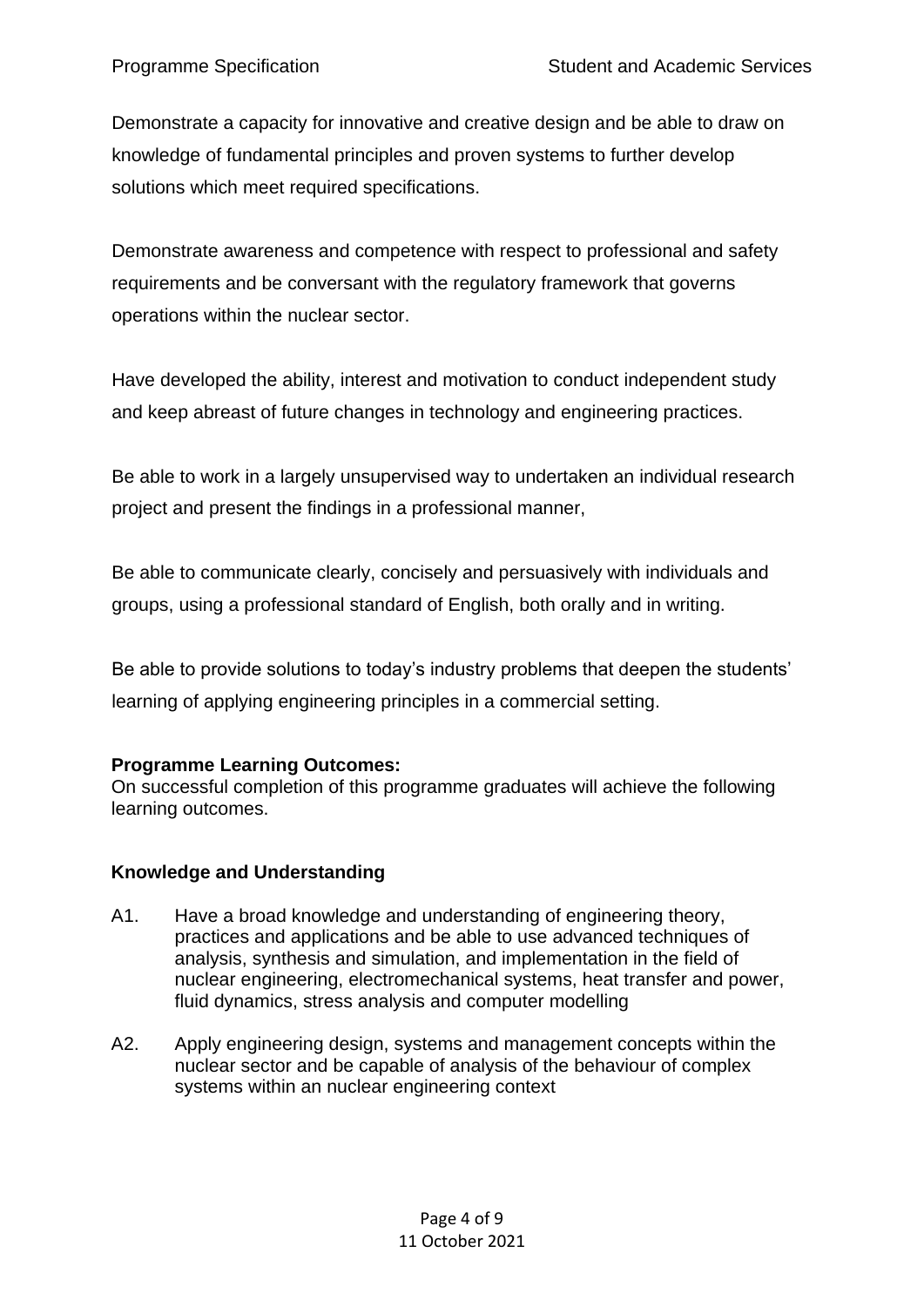Demonstrate a capacity for innovative and creative design and be able to draw on knowledge of fundamental principles and proven systems to further develop solutions which meet required specifications.

Demonstrate awareness and competence with respect to professional and safety requirements and be conversant with the regulatory framework that governs operations within the nuclear sector.

Have developed the ability, interest and motivation to conduct independent study and keep abreast of future changes in technology and engineering practices.

Be able to work in a largely unsupervised way to undertaken an individual research project and present the findings in a professional manner,

Be able to communicate clearly, concisely and persuasively with individuals and groups, using a professional standard of English, both orally and in writing.

Be able to provide solutions to today's industry problems that deepen the students' learning of applying engineering principles in a commercial setting.

**Programme Learning Outcomes:**

On successful completion of this programme graduates will achieve the following learning outcomes.

**Knowledge and Understanding**

A1. Have a broad knowledge and understanding of engineering theory, practices and applications and be able to use advanced techniques of analysis, synthesis and simulation, and implementation in the field of nuclear engineering, electromechanical systems, heat transfer and power, fluid dynamics, stress analysis and computer modelling

A2. Apply engineering design, systems and management concepts within the nuclear sector and be capable of analysis of the behaviour of complex systems within an nuclear engineering context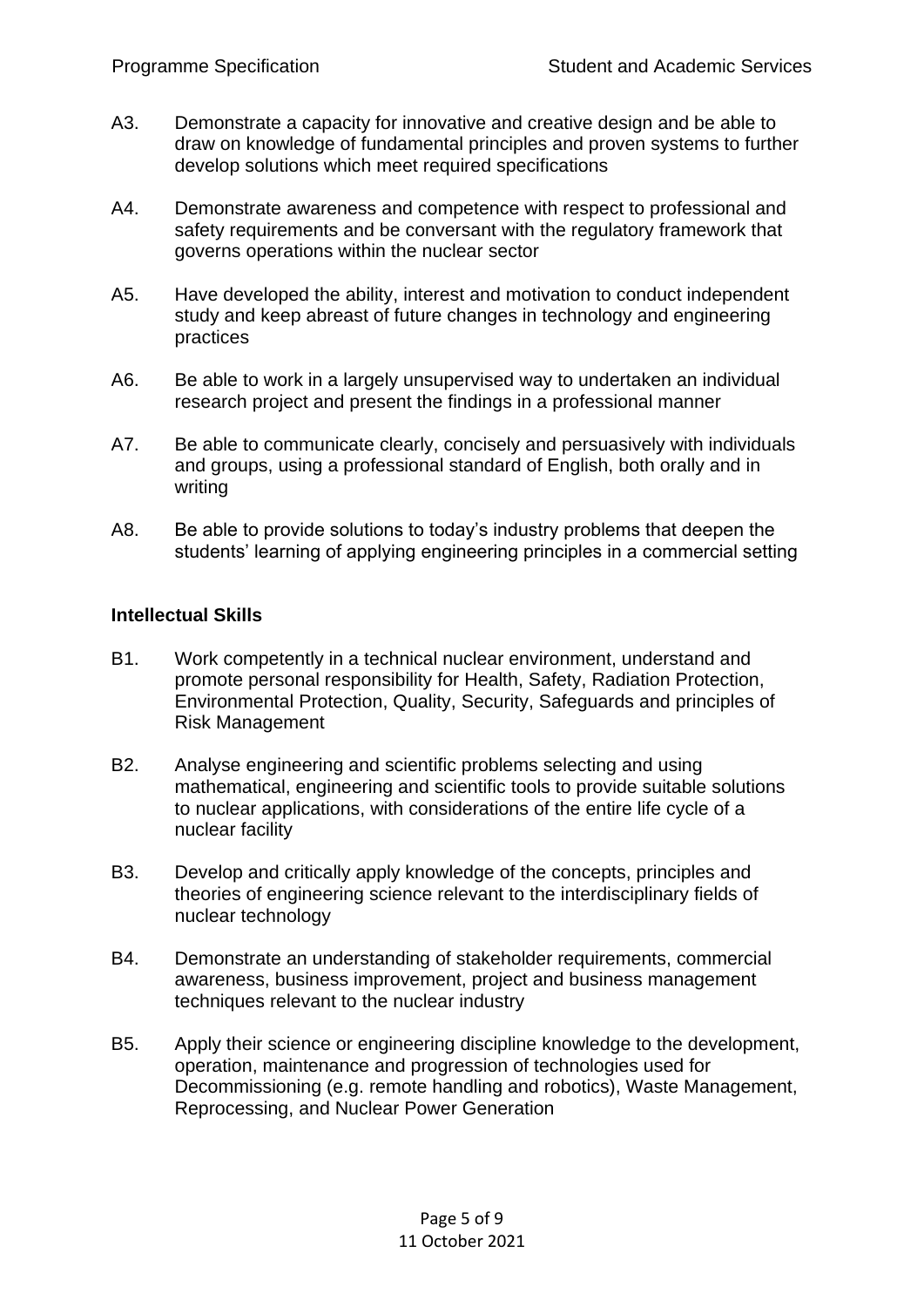A3. Demonstrate a capacity for innovative and creative design and be able to draw on knowledge of fundamental principles and proven systems to further develop solutions which meet required specifications

A4. Demonstrate awareness and competence with respect to professional and safety requirements and be conversant with the regulatory framework that governs operations within the nuclear sector

A5. Have developed the ability, interest and motivation to conduct independent study and keep abreast of future changes in technology and engineering practices

A6. Be able to work in a largely unsupervised way to undertaken an individual research project and present the findings in a professional manner

A7. Be able to communicate clearly, concisely and persuasively with individuals and groups, using a professional standard of English, both orally and in writing

A8. Be able to provide solutions to today's industry problems that deepen the students' learning of applying engineering principles in a commercial setting

**Intellectual Skills**

B1. Work competently in a technical nuclear environment, understand and promote personal responsibility for Health, Safety, Radiation Protection, Environmental Protection, Quality, Security, Safeguards and principles of Risk Management

B2. Analyse engineering and scientific problems selecting and using mathematical, engineering and scientific tools to provide suitable solutions to nuclear applications, with considerations of the entire life cycle of a nuclear facility

B3. Develop and critically apply knowledge of the concepts, principles and theories of engineering science relevant to the interdisciplinary fields of nuclear technology

B4. Demonstrate an understanding of stakeholder requirements, commercial awareness, business improvement, project and business management techniques relevant to the nuclear industry

B5. Apply their science or engineering discipline knowledge to the development, operation, maintenance and progression of technologies used for Decommissioning (e.g. remote handling and robotics), Waste Management, Reprocessing, and Nuclear Power Generation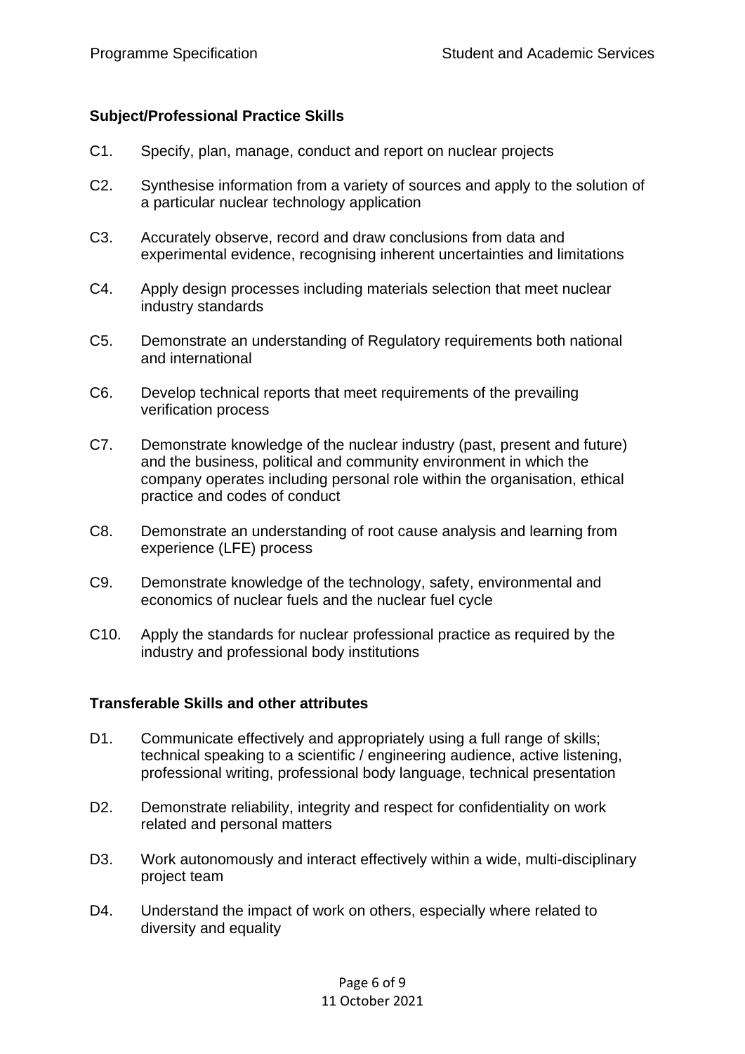**Subject/Professional Practice Skills**

C1. Specify, plan, manage, conduct and report on nuclear projects

C2. Synthesise information from a variety of sources and apply to the solution of a particular nuclear technology application

C3. Accurately observe, record and draw conclusions from data and experimental evidence, recognising inherent uncertainties and limitations

C4. Apply design processes including materials selection that meet nuclear industry standards

C5. Demonstrate an understanding of Regulatory requirements both national and international

C6. Develop technical reports that meet requirements of the prevailing verification process

C7. Demonstrate knowledge of the nuclear industry (past, present and future) and the business, political and community environment in which the company operates including personal role within the organisation, ethical practice and codes of conduct

C8. Demonstrate an understanding of root cause analysis and learning from experience (LFE) process

C9. Demonstrate knowledge of the technology, safety, environmental and economics of nuclear fuels and the nuclear fuel cycle

C10. Apply the standards for nuclear professional practice as required by the industry and professional body institutions

**Transferable Skills and other attributes**

D1. Communicate effectively and appropriately using a full range of skills; technical speaking to a scientific / engineering audience, active listening, professional writing, professional body language, technical presentation

D2. Demonstrate reliability, integrity and respect for confidentiality on work related and personal matters

D3. Work autonomously and interact effectively within a wide, multi-disciplinary project team

D4. Understand the impact of work on others, especially where related to diversity and equality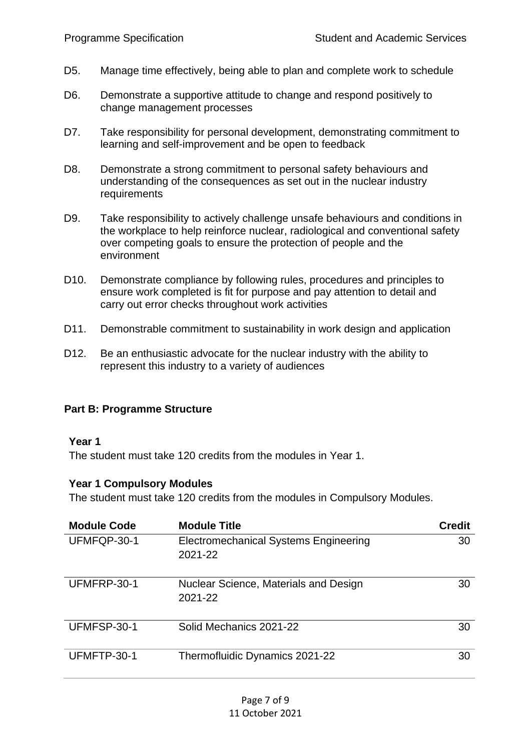D5. Manage time effectively, being able to plan and complete work to schedule

D6. Demonstrate a supportive attitude to change and respond positively to change management processes

D7. Take responsibility for personal development, demonstrating commitment to learning and self-improvement and be open to feedback

D8. Demonstrate a strong commitment to personal safety behaviours and understanding of the consequences as set out in the nuclear industry requirements

D9. Take responsibility to actively challenge unsafe behaviours and conditions in the workplace to help reinforce nuclear, radiological and conventional safety over competing goals to ensure the protection of people and the environment

D10. Demonstrate compliance by following rules, procedures and principles to ensure work completed is fit for purpose and pay attention to detail and carry out error checks throughout work activities

D11. Demonstrable commitment to sustainability in work design and application

D12. Be an enthusiastic advocate for the nuclear industry with the ability to represent this industry to a variety of audiences

## Part B: Programme Structure

### Year 1

The student must take 120 credits from the modules in Year 1.

### Year 1 Compulsory Modules

The student must take 120 credits from the modules in Compulsory Modules.

| Module Code | Module Title | Credit |
|---|---|---|
| UFMFQP-30-1 | Electromechanical Systems Engineering 2021-22 | 30 |
| UFMFRP-30-1 | Nuclear Science, Materials and Design 2021-22 | 30 |
| UFMFSP-30-1 | Solid Mechanics 2021-22 | 30 |
| UFMFTP-30-1 | Thermofluidic Dynamics 2021-22 | 30 |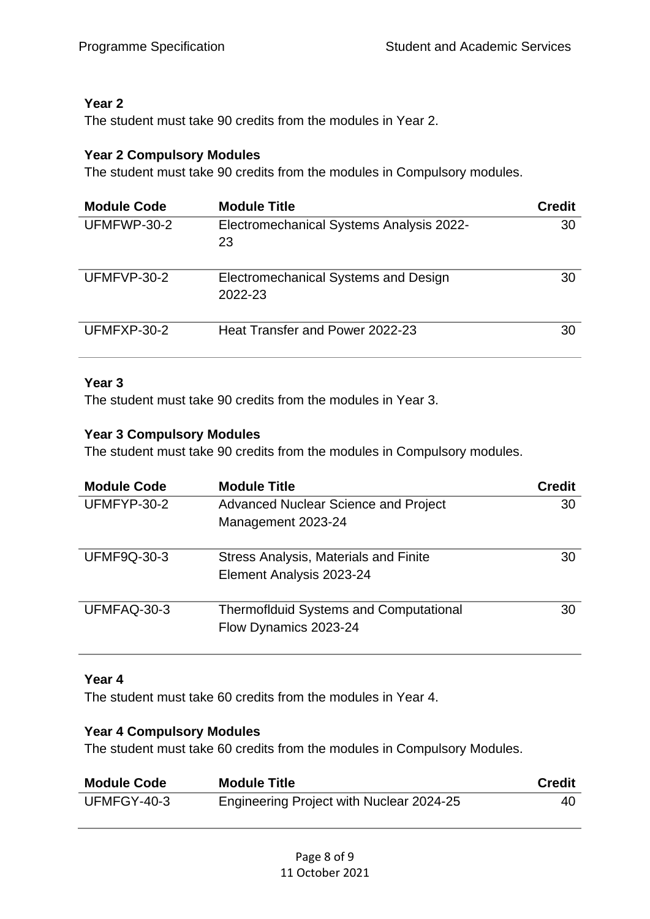**Year 2**

The student must take 90 credits from the modules in Year 2.

**Year 2 Compulsory Modules**

The student must take 90 credits from the modules in Compulsory modules.

| Module Code | Module Title | Credit |
|---|---|---|
| UFMFWP-30-2 | Electromechanical Systems Analysis 2022-23 | 30 |
| UFMFVP-30-2 | Electromechanical Systems and Design 2022-23 | 30 |
| UFMFXP-30-2 | Heat Transfer and Power 2022-23 | 30 |

**Year 3**

The student must take 90 credits from the modules in Year 3.

**Year 3 Compulsory Modules**

The student must take 90 credits from the modules in Compulsory modules.

| Module Code | Module Title | Credit |
|---|---|---|
| UFMFYP-30-2 | Advanced Nuclear Science and Project Management 2023-24 | 30 |
| UFMF9Q-30-3 | Stress Analysis, Materials and Finite Element Analysis 2023-24 | 30 |
| UFMFAQ-30-3 | Thermofldiuid Systems and Computational Flow Dynamics 2023-24 | 30 |

**Year 4**

The student must take 60 credits from the modules in Year 4.

**Year 4 Compulsory Modules**

The student must take 60 credits from the modules in Compulsory Modules.

| Module Code | Module Title | Credit |
|---|---|---|
| UFMFGY-40-3 | Engineering Project with Nuclear 2024-25 | 40 |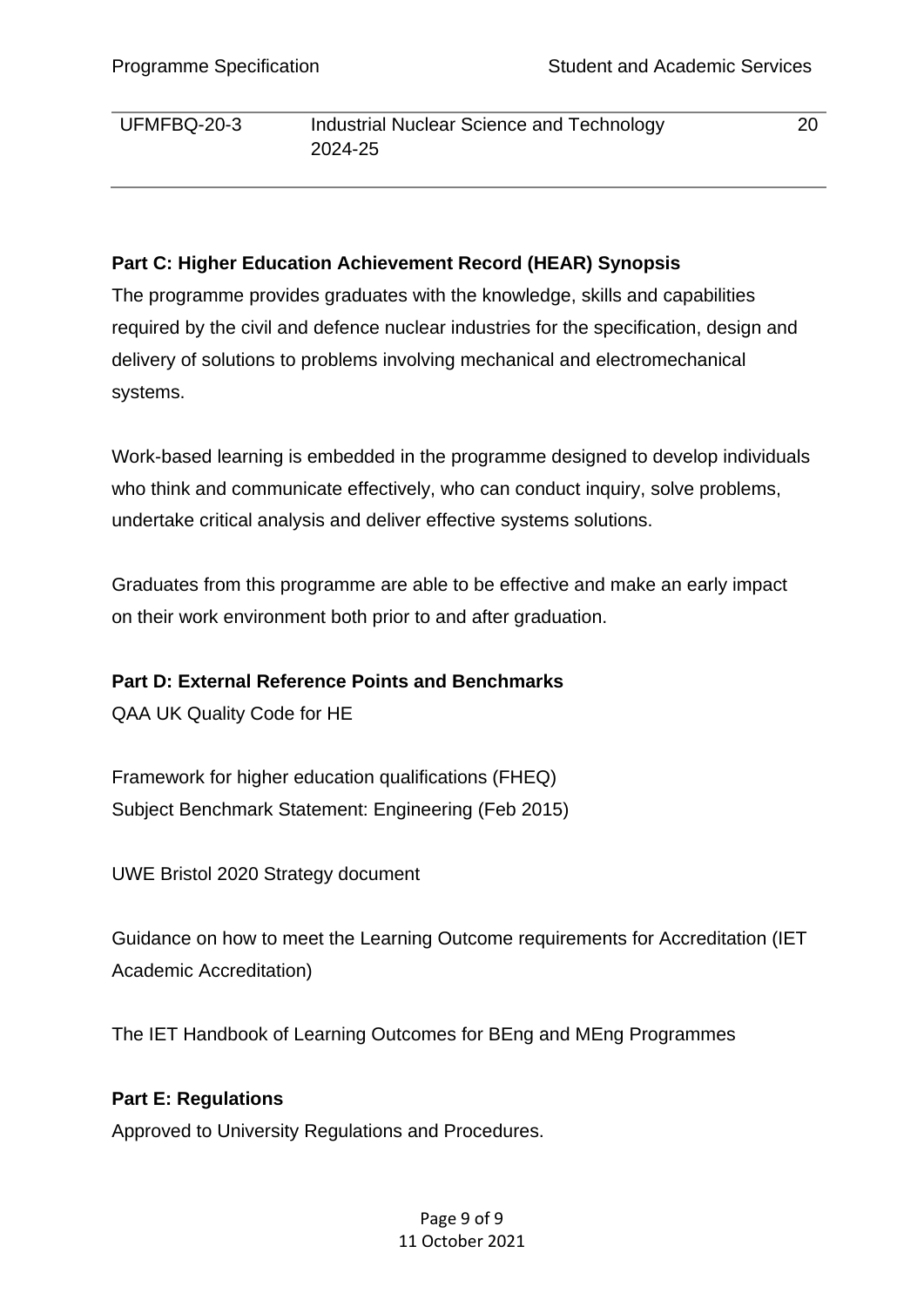| | | |
|---|---|---|
| UFMFBQ-20-3 | Industrial Nuclear Science and Technology 2024-25 | 20 |

**Part C: Higher Education Achievement Record (HEAR) Synopsis**

The programme provides graduates with the knowledge, skills and capabilities required by the civil and defence nuclear industries for the specification, design and delivery of solutions to problems involving mechanical and electromechanical systems.

Work-based learning is embedded in the programme designed to develop individuals who think and communicate effectively, who can conduct inquiry, solve problems, undertake critical analysis and deliver effective systems solutions.

Graduates from this programme are able to be effective and make an early impact on their work environment both prior to and after graduation.

**Part D: External Reference Points and Benchmarks**

QAA UK Quality Code for HE

Framework for higher education qualifications (FHEQ)
Subject Benchmark Statement: Engineering (Feb 2015)

UWE Bristol 2020 Strategy document

Guidance on how to meet the Learning Outcome requirements for Accreditation (IET Academic Accreditation)

The IET Handbook of Learning Outcomes for BEng and MEng Programmes

**Part E: Regulations**

Approved to University Regulations and Procedures.